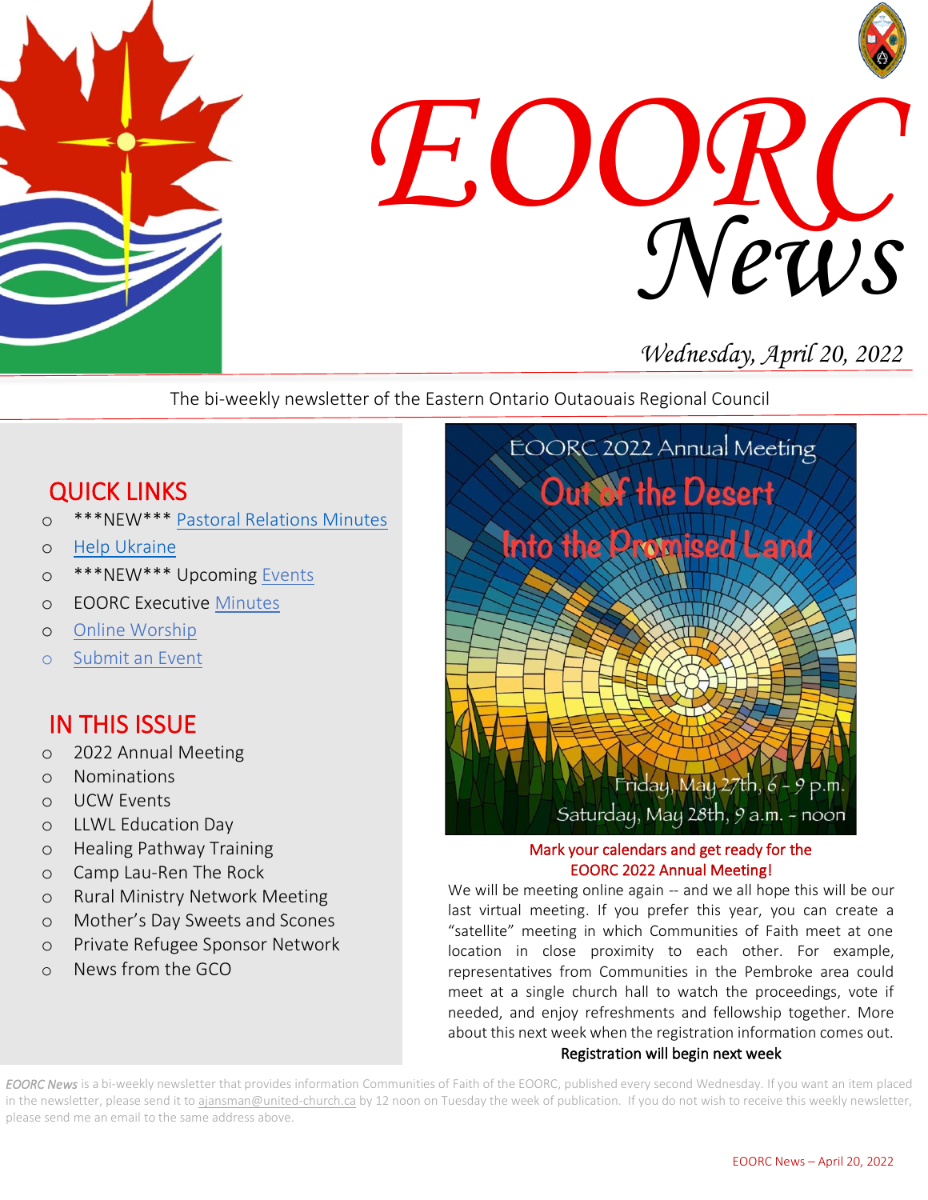# EOORC News

*Wednesday, April 20, 2022*

The bi-weekly newsletter of the Eastern Ontario Outaouais Regional Council

## QUICK LINKS

- ***NEW*** Pastoral Relations Minutes
- Help Ukraine
- ***NEW*** Upcoming Events
- EOORC Executive Minutes
- Online Worship
- Submit an Event

## IN THIS ISSUE

- 2022 Annual Meeting
- Nominations
- UCW Events
- LLWL Education Day
- Healing Pathway Training
- Camp Lau-Ren The Rock
- Rural Ministry Network Meeting
- Mother's Day Sweets and Scones
- Private Refugee Sponsor Network
- News from the GCO

EOORC 2022 Annual Meeting

Out of the Desert Into the Promised Land

Friday, May 27th, 6 – 9 p.m.
Saturday, May 28th, 9 a.m. – noon

**Mark your calendars and get ready for the EOORC 2022 Annual Meeting!**

We will be meeting online again -- and we all hope this will be our last virtual meeting. If you prefer this year, you can create a "satellite" meeting in which Communities of Faith meet at one location in close proximity to each other. For example, representatives from Communities in the Pembroke area could meet at a single church hall to watch the proceedings, vote if needed, and enjoy refreshments and fellowship together. More about this next week when the registration information comes out.

**Registration will begin next week**

*EOORC News* is a bi-weekly newsletter that provides information Communities of Faith of the EOORC, published every second Wednesday. If you want an item placed in the newsletter, please send it to ajansman@united-church.ca by 12 noon on Tuesday the week of publication. If you do not wish to receive this weekly newsletter, please send me an email to the same address above.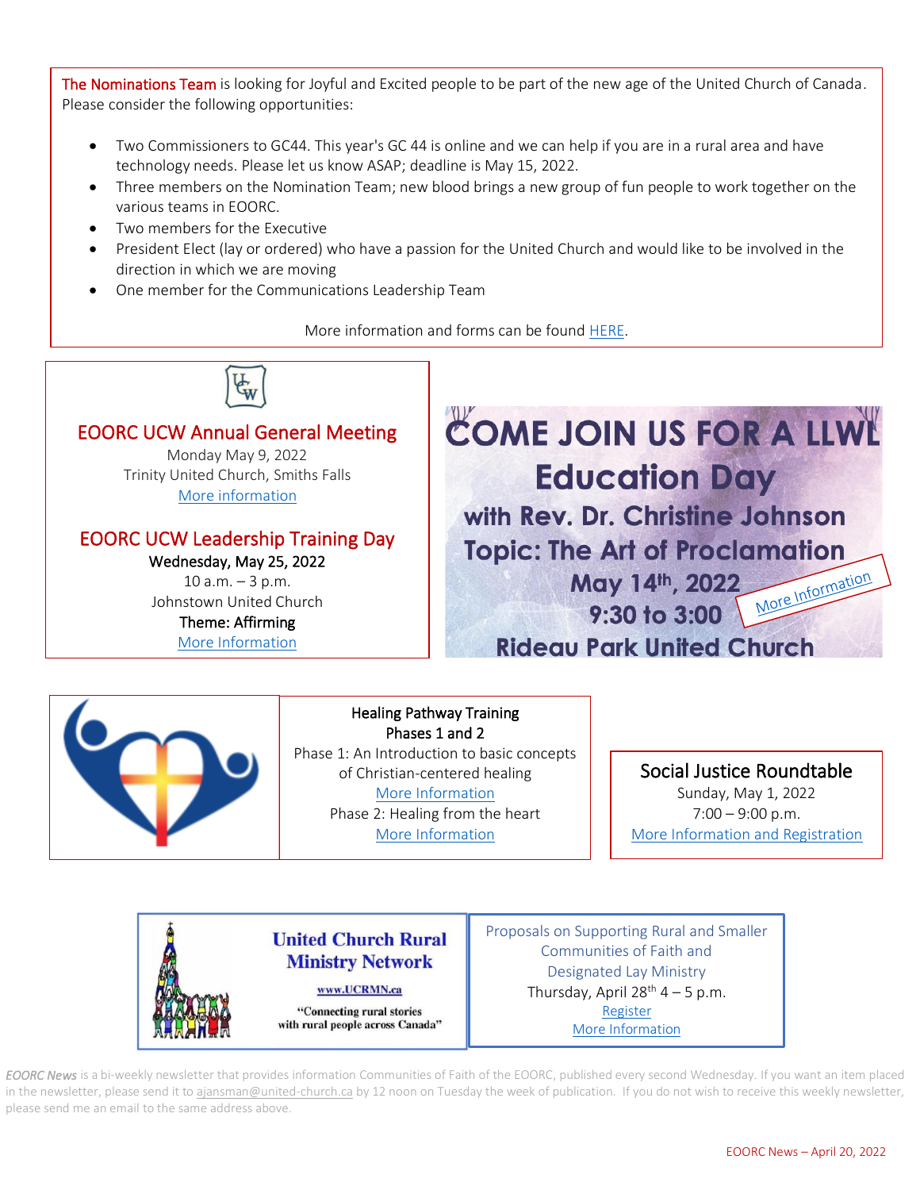The Nominations Team is looking for Joyful and Excited people to be part of the new age of the United Church of Canada. Please consider the following opportunities:

- Two Commissioners to GC44. This year's GC 44 is online and we can help if you are in a rural area and have technology needs. Please let us know ASAP; deadline is May 15, 2022.
- Three members on the Nomination Team; new blood brings a new group of fun people to work together on the various teams in EOORC.
- Two members for the Executive
- President Elect (lay or ordered) who have a passion for the United Church and would like to be involved in the direction in which we are moving
- One member for the Communications Leadership Team

More information and forms can be found HERE.

## EOORC UCW Annual General Meeting

Monday May 9, 2022
Trinity United Church, Smiths Falls
More information

## EOORC UCW Leadership Training Day

**Wednesday, May 25, 2022**
10 a.m. – 3 p.m.
Johnstown United Church
**Theme: Affirming**
More Information

## COME JOIN US FOR A LLWL Education Day

**with Rev. Dr. Christine Johnson**
**Topic: The Art of Proclamation**
**May 14th, 2022**
**9:30 to 3:00**
**Rideau Park United Church**
More Information

## Healing Pathway Training

**Phases 1 and 2**

Phase 1: An Introduction to basic concepts of Christian-centered healing
More Information

Phase 2: Healing from the heart
More Information

## Social Justice Roundtable

Sunday, May 1, 2022
7:00 – 9:00 p.m.
More Information and Registration

## United Church Rural Ministry Network

www.UCRMN.ca

"Connecting rural stories with rural people across Canada"

Proposals on Supporting Rural and Smaller Communities of Faith and Designated Lay Ministry
Thursday, April 28th 4 – 5 p.m.
Register
More Information

*EOORC News* is a bi-weekly newsletter that provides information Communities of Faith of the EOORC, published every second Wednesday. If you want an item placed in the newsletter, please send it to ajansman@united-church.ca by 12 noon on Tuesday the week of publication. If you do not wish to receive this weekly newsletter, please send me an email to the same address above.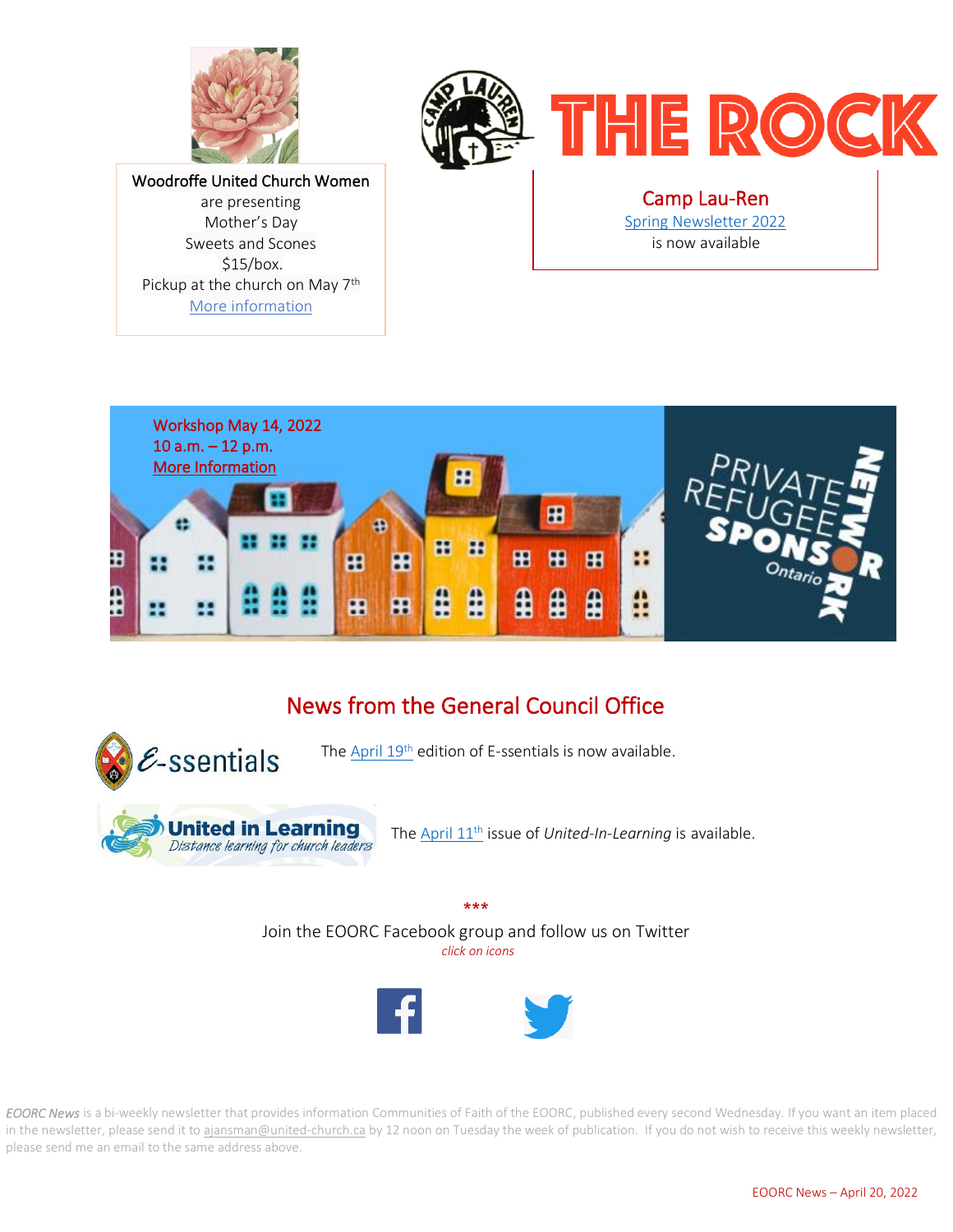Woodroffe United Church Women
are presenting
Mother's Day
Sweets and Scones
$15/box.
Pickup at the church on May 7th
More information

THE ROCK

Camp Lau-Ren
Spring Newsletter 2022
is now available

Workshop May 14, 2022
10 a.m. – 12 p.m.
More Information

PRIVATE REFUGEE SPONSOR NETWORK Ontario

## News from the General Council Office

The April 19th edition of E-ssentials is now available.

The April 11th issue of *United-In-Learning* is available.

***

Join the EOORC Facebook group and follow us on Twitter
*click on icons*

*EOORC News* is a bi-weekly newsletter that provides information Communities of Faith of the EOORC, published every second Wednesday. If you want an item placed in the newsletter, please send it to ajansman@united-church.ca by 12 noon on Tuesday the week of publication. If you do not wish to receive this weekly newsletter, please send me an email to the same address above.